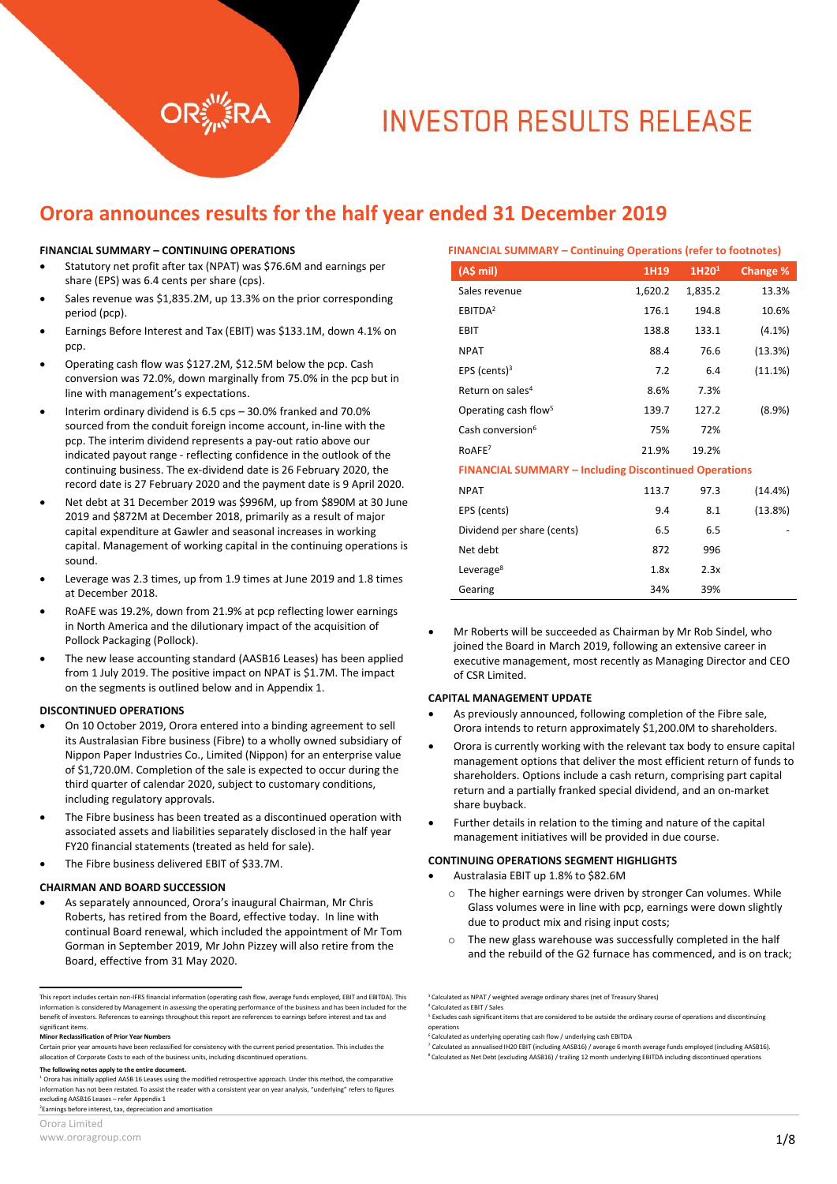# INVESTOR RESULTS RELEASE

## Orora announces results for the half year ended 31 December 2019

### FINANCIAL SUMMARY – CONTINUING OPERATIONS

- Statutory net profit after tax (NPAT) was $76.6M and earnings per share (EPS) was 6.4 cents per share (cps).
- Sales revenue was $1,835.2M, up 13.3% on the prior corresponding period (pcp).
- Earnings Before Interest and Tax (EBIT) was $133.1M, down 4.1% on pcp.
- Operating cash flow was $127.2M, $12.5M below the pcp. Cash conversion was 72.0%, down marginally from 75.0% in the pcp but in line with management's expectations.
- Interim ordinary dividend is 6.5 cps – 30.0% franked and 70.0% sourced from the conduit foreign income account, in-line with the pcp. The interim dividend represents a pay-out ratio above our indicated payout range - reflecting confidence in the outlook of the continuing business. The ex-dividend date is 26 February 2020, the record date is 27 February 2020 and the payment date is 9 April 2020.
- Net debt at 31 December 2019 was $996M, up from $890M at 30 June 2019 and $872M at December 2018, primarily as a result of major capital expenditure at Gawler and seasonal increases in working capital. Management of working capital in the continuing operations is sound.
- Leverage was 2.3 times, up from 1.9 times at June 2019 and 1.8 times at December 2018.
- RoAFE was 19.2%, down from 21.9% at pcp reflecting lower earnings in North America and the dilutionary impact of the acquisition of Pollock Packaging (Pollock).
- The new lease accounting standard (AASB16 Leases) has been applied from 1 July 2019. The positive impact on NPAT is $1.7M. The impact on the segments is outlined below and in Appendix 1.

### DISCONTINUED OPERATIONS

- On 10 October 2019, Orora entered into a binding agreement to sell its Australasian Fibre business (Fibre) to a wholly owned subsidiary of Nippon Paper Industries Co., Limited (Nippon) for an enterprise value of $1,720.0M. Completion of the sale is expected to occur during the third quarter of calendar 2020, subject to customary conditions, including regulatory approvals.
- The Fibre business has been treated as a discontinued operation with associated assets and liabilities separately disclosed in the half year FY20 financial statements (treated as held for sale).
- The Fibre business delivered EBIT of $33.7M.

### CHAIRMAN AND BOARD SUCCESSION

- As separately announced, Orora's inaugural Chairman, Mr Chris Roberts, has retired from the Board, effective today. In line with continual Board renewal, which included the appointment of Mr Tom Gorman in September 2019, Mr John Pizzey will also retire from the Board, effective from 31 May 2020.

### FINANCIAL SUMMARY – Continuing Operations (refer to footnotes)

| (A$ mil) | 1H19 | 1H20[1] | Change % |
|---|---|---|---|
| Sales revenue | 1,620.2 | 1,835.2 | 13.3% |
| EBITDA[2] | 176.1 | 194.8 | 10.6% |
| EBIT | 138.8 | 133.1 | (4.1%) |
| NPAT | 88.4 | 76.6 | (13.3%) |
| EPS (cents)[3] | 7.2 | 6.4 | (11.1%) |
| Return on sales[4] | 8.6% | 7.3% | |
| Operating cash flow[5] | 139.7 | 127.2 | (8.9%) |
| Cash conversion[6] | 75% | 72% | |
| RoAFE[7] | 21.9% | 19.2% | |
| **FINANCIAL SUMMARY – Including Discontinued Operations** | | | |
| NPAT | 113.7 | 97.3 | (14.4%) |
| EPS (cents) | 9.4 | 8.1 | (13.8%) |
| Dividend per share (cents) | 6.5 | 6.5 | - |
| Net debt | 872 | 996 | |
| Leverage[8] | 1.8x | 2.3x | |
| Gearing | 34% | 39% | |

- Mr Roberts will be succeeded as Chairman by Mr Rob Sindel, who joined the Board in March 2019, following an extensive career in executive management, most recently as Managing Director and CEO of CSR Limited.

### CAPITAL MANAGEMENT UPDATE

- As previously announced, following completion of the Fibre sale, Orora intends to return approximately $1,200.0M to shareholders.
- Orora is currently working with the relevant tax body to ensure capital management options that deliver the most efficient return of funds to shareholders. Options include a cash return, comprising part capital return and a partially franked special dividend, and an on-market share buyback.
- Further details in relation to the timing and nature of the capital management initiatives will be provided in due course.

### CONTINUING OPERATIONS SEGMENT HIGHLIGHTS

- Australasia EBIT up 1.8% to $82.6M
  - The higher earnings were driven by stronger Can volumes. While Glass volumes were in line with pcp, earnings were down slightly due to product mix and rising input costs;
  - The new glass warehouse was successfully completed in the half and the rebuild of the G2 furnace has commenced, and is on track;

---

This report includes certain non-IFRS financial information (operating cash flow, average funds employed, EBIT and EBITDA). This information is considered by Management in assessing the operating performance of the business and has been included for the benefit of investors. References to earnings throughout this report are references to earnings before interest and tax and significant items.

**Minor Reclassification of Prior Year Numbers**
Certain prior year amounts have been reclassified for consistency with the current period presentation. This includes the allocation of Corporate Costs to each of the business units, including discontinued operations.

**The following notes apply to the entire document.**
[1] Orora has initially applied AASB 16 Leases using the modified retrospective approach. Under this method, the comparative information has not been restated. To assist the reader with a consistent year on year analysis, "underlying" refers to figures excluding AASB16 Leases – refer Appendix 1
[2] Earnings before interest, tax, depreciation and amortisation
[3] Calculated as NPAT / weighted average ordinary shares (net of Treasury Shares)
[4] Calculated as EBIT / Sales
[5] Excludes cash significant items that are considered to be outside the ordinary course of operations and discontinuing operations
[6] Calculated as underlying operating cash flow / underlying cash EBITDA
[7] Calculated as annualised IH20 EBIT (including AASB16) / average 6 month average funds employed (including AASB16).
[8] Calculated as Net Debt (excluding AASB16) / trailing 12 month underlying EBITDA including discontinued operations

Orora Limited
www.ororagroup.com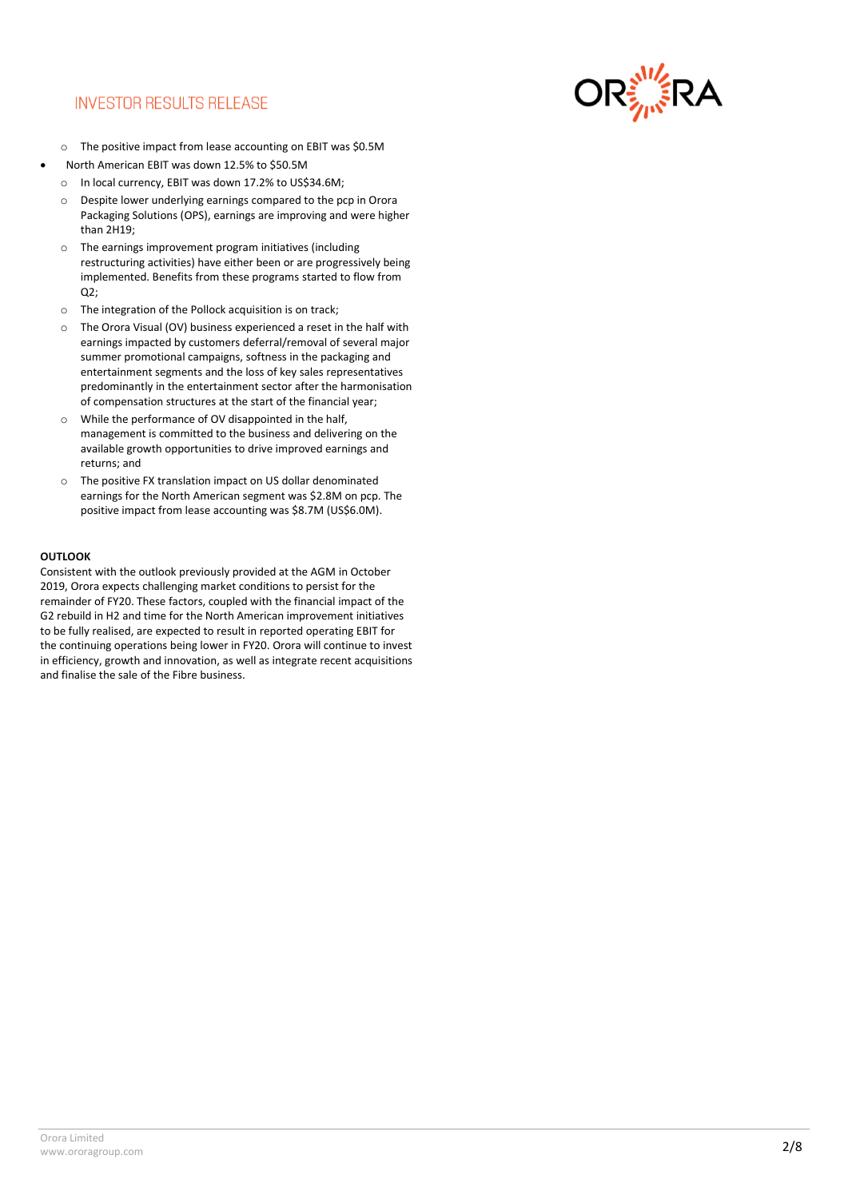- The positive impact from lease accounting on EBIT was \$0.5M
- North American EBIT was down 12.5% to \$50.5M
  - In local currency, EBIT was down 17.2% to US\$34.6M;
  - Despite lower underlying earnings compared to the pcp in Orora Packaging Solutions (OPS), earnings are improving and were higher than 2H19;
  - The earnings improvement program initiatives (including restructuring activities) have either been or are progressively being implemented. Benefits from these programs started to flow from Q2;
  - The integration of the Pollock acquisition is on track;
  - The Orora Visual (OV) business experienced a reset in the half with earnings impacted by customers deferral/removal of several major summer promotional campaigns, softness in the packaging and entertainment segments and the loss of key sales representatives predominantly in the entertainment sector after the harmonisation of compensation structures at the start of the financial year;
  - While the performance of OV disappointed in the half, management is committed to the business and delivering on the available growth opportunities to drive improved earnings and returns; and
  - The positive FX translation impact on US dollar denominated earnings for the North American segment was \$2.8M on pcp. The positive impact from lease accounting was \$8.7M (US\$6.0M).

**OUTLOOK**

Consistent with the outlook previously provided at the AGM in October 2019, Orora expects challenging market conditions to persist for the remainder of FY20. These factors, coupled with the financial impact of the G2 rebuild in H2 and time for the North American improvement initiatives to be fully realised, are expected to result in reported operating EBIT for the continuing operations being lower in FY20. Orora will continue to invest in efficiency, growth and innovation, as well as integrate recent acquisitions and finalise the sale of the Fibre business.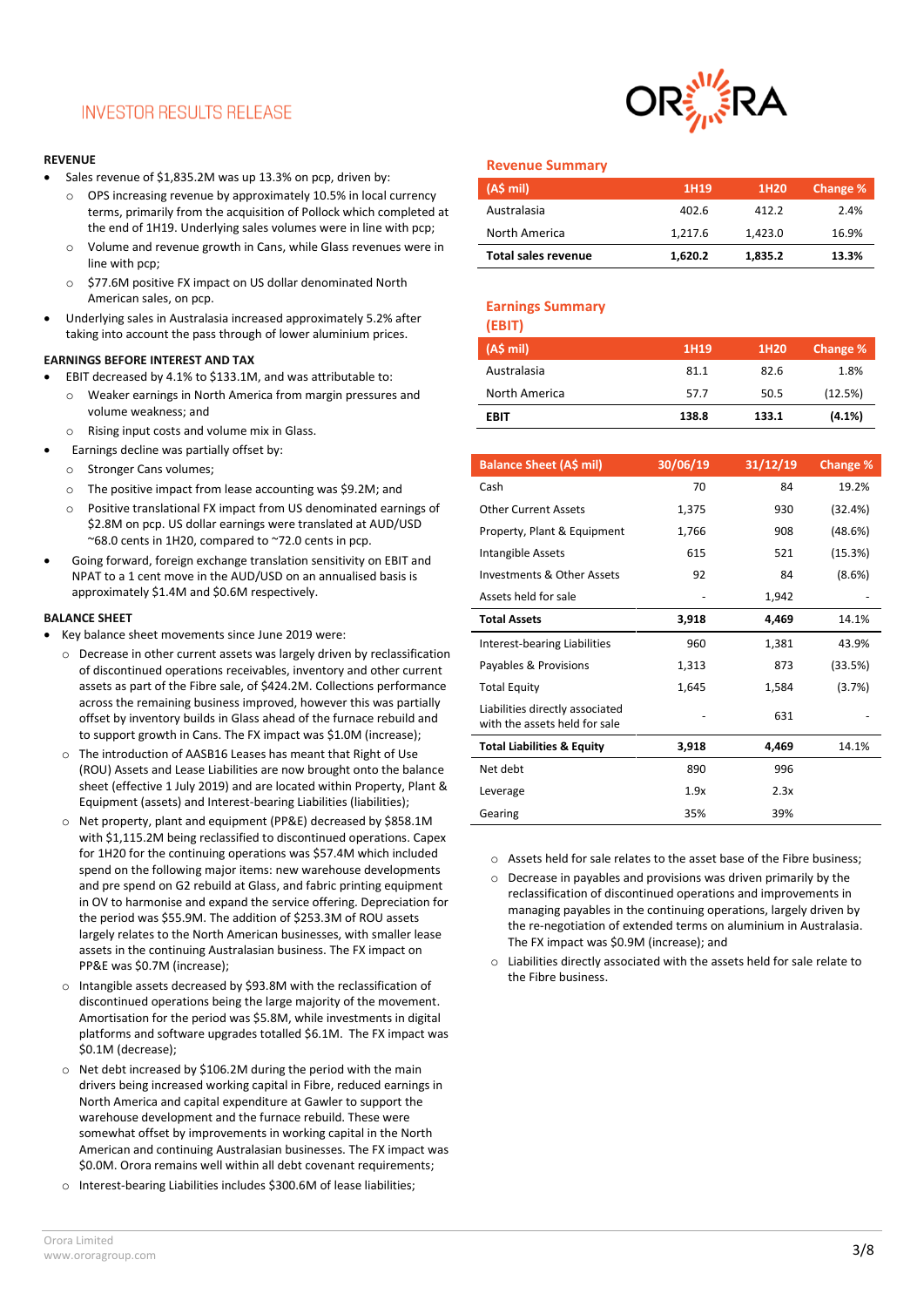# INVESTOR RESULTS RELEASE

## REVENUE

- Sales revenue of $1,835.2M was up 13.3% on pcp, driven by:
  - OPS increasing revenue by approximately 10.5% in local currency terms, primarily from the acquisition of Pollock which completed at the end of 1H19. Underlying sales volumes were in line with pcp;
  - Volume and revenue growth in Cans, while Glass revenues were in line with pcp;
  - $77.6M positive FX impact on US dollar denominated North American sales, on pcp.
- Underlying sales in Australasia increased approximately 5.2% after taking into account the pass through of lower aluminium prices.

## EARNINGS BEFORE INTEREST AND TAX

- EBIT decreased by 4.1% to $133.1M, and was attributable to:
  - Weaker earnings in North America from margin pressures and volume weakness; and
  - Rising input costs and volume mix in Glass.
- Earnings decline was partially offset by:
  - Stronger Cans volumes;
  - The positive impact from lease accounting was $9.2M; and
  - Positive translational FX impact from US denominated earnings of $2.8M on pcp. US dollar earnings were translated at AUD/USD ~68.0 cents in 1H20, compared to ~72.0 cents in pcp.
- Going forward, foreign exchange translation sensitivity on EBIT and NPAT to a 1 cent move in the AUD/USD on an annualised basis is approximately $1.4M and $0.6M respectively.

## BALANCE SHEET

- Key balance sheet movements since June 2019 were:
  - Decrease in other current assets was largely driven by reclassification of discontinued operations receivables, inventory and other current assets as part of the Fibre sale, of $424.2M. Collections performance across the remaining business improved, however this was partially offset by inventory builds in Glass ahead of the furnace rebuild and to support growth in Cans. The FX impact was $1.0M (increase);
  - The introduction of AASB16 Leases has meant that Right of Use (ROU) Assets and Lease Liabilities are now brought onto the balance sheet (effective 1 July 2019) and are located within Property, Plant & Equipment (assets) and Interest-bearing Liabilities (liabilities);
  - Net property, plant and equipment (PP&E) decreased by $858.1M with $1,115.2M being reclassified to discontinued operations. Capex for 1H20 for the continuing operations was $57.4M which included spend on the following major items: new warehouse developments and pre spend on G2 rebuild at Glass, and fabric printing equipment in OV to harmonise and expand the service offering. Depreciation for the period was $55.9M. The addition of $253.3M of ROU assets largely relates to the North American businesses, with smaller lease assets in the continuing Australasian business. The FX impact on PP&E was $0.7M (increase);
  - Intangible assets decreased by $93.8M with the reclassification of discontinued operations being the large majority of the movement. Amortisation for the period was $5.8M, while investments in digital platforms and software upgrades totalled $6.1M. The FX impact was $0.1M (decrease);
  - Net debt increased by $106.2M during the period with the main drivers being increased working capital in Fibre, reduced earnings in North America and capital expenditure at Gawler to support the warehouse development and the furnace rebuild. These were somewhat offset by improvements in working capital in the North American and continuing Australasian businesses. The FX impact was $0.0M. Orora remains well within all debt covenant requirements;
  - Interest-bearing Liabilities includes $300.6M of lease liabilities;

### Revenue Summary

| (A$ mil) | 1H19 | 1H20 | Change % |
|---|---|---|---|
| Australasia | 402.6 | 412.2 | 2.4% |
| North America | 1,217.6 | 1,423.0 | 16.9% |
| **Total sales revenue** | **1,620.2** | **1,835.2** | **13.3%** |

### Earnings Summary (EBIT)

| (A$ mil) | 1H19 | 1H20 | Change % |
|---|---|---|---|
| Australasia | 81.1 | 82.6 | 1.8% |
| North America | 57.7 | 50.5 | (12.5%) |
| **EBIT** | **138.8** | **133.1** | **(4.1%)** |

| Balance Sheet (A$ mil) | 30/06/19 | 31/12/19 | Change % |
|---|---|---|---|
| Cash | 70 | 84 | 19.2% |
| Other Current Assets | 1,375 | 930 | (32.4%) |
| Property, Plant & Equipment | 1,766 | 908 | (48.6%) |
| Intangible Assets | 615 | 521 | (15.3%) |
| Investments & Other Assets | 92 | 84 | (8.6%) |
| Assets held for sale | - | 1,942 | - |
| **Total Assets** | **3,918** | **4,469** | **14.1%** |
| Interest-bearing Liabilities | 960 | 1,381 | 43.9% |
| Payables & Provisions | 1,313 | 873 | (33.5%) |
| Total Equity | 1,645 | 1,584 | (3.7%) |
| Liabilities directly associated with the assets held for sale | - | 631 | - |
| **Total Liabilities & Equity** | **3,918** | **4,469** | **14.1%** |
| Net debt | 890 | 996 | |
| Leverage | 1.9x | 2.3x | |
| Gearing | 35% | 39% | |

- Assets held for sale relates to the asset base of the Fibre business;
- Decrease in payables and provisions was driven primarily by the reclassification of discontinued operations and improvements in managing payables in the continuing operations, largely driven by the re-negotiation of extended terms on aluminium in Australasia. The FX impact was $0.9M (increase); and
- Liabilities directly associated with the assets held for sale relate to the Fibre business.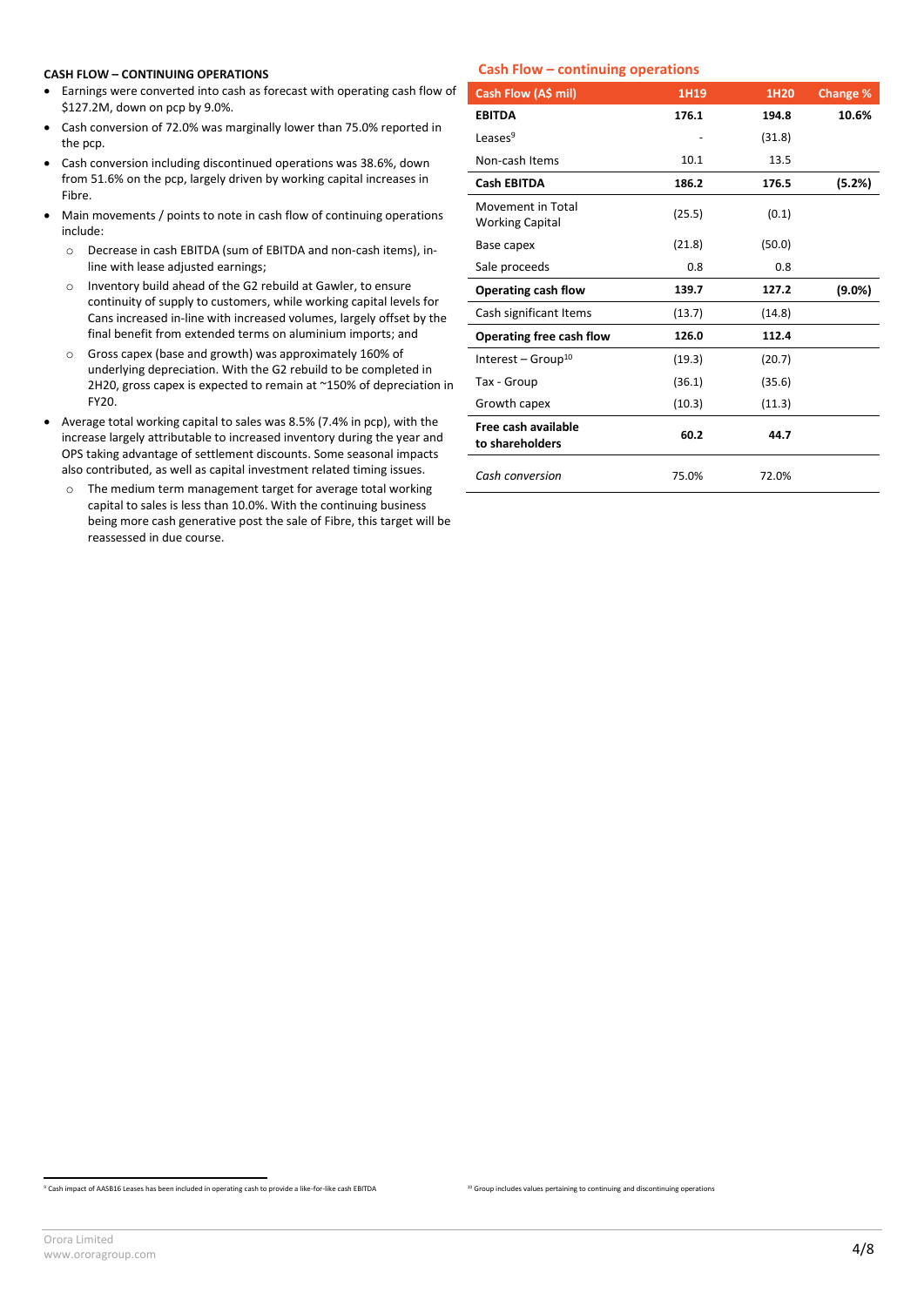**CASH FLOW – CONTINUING OPERATIONS**

- Earnings were converted into cash as forecast with operating cash flow of $127.2M, down on pcp by 9.0%.
- Cash conversion of 72.0% was marginally lower than 75.0% reported in the pcp.
- Cash conversion including discontinued operations was 38.6%, down from 51.6% on the pcp, largely driven by working capital increases in Fibre.
- Main movements / points to note in cash flow of continuing operations include:
  - Decrease in cash EBITDA (sum of EBITDA and non-cash items), in-line with lease adjusted earnings;
  - Inventory build ahead of the G2 rebuild at Gawler, to ensure continuity of supply to customers, while working capital levels for Cans increased in-line with increased volumes, largely offset by the final benefit from extended terms on aluminium imports; and
  - Gross capex (base and growth) was approximately 160% of underlying depreciation. With the G2 rebuild to be completed in 2H20, gross capex is expected to remain at ~150% of depreciation in FY20.
- Average total working capital to sales was 8.5% (7.4% in pcp), with the increase largely attributable to increased inventory during the year and OPS taking advantage of settlement discounts. Some seasonal impacts also contributed, as well as capital investment related timing issues.
  - The medium term management target for average total working capital to sales is less than 10.0%. With the continuing business being more cash generative post the sale of Fibre, this target will be reassessed in due course.

## Cash Flow – continuing operations

| Cash Flow (A$ mil) | 1H19 | 1H20 | Change % |
|---|---|---|---|
| **EBITDA** | **176.1** | **194.8** | **10.6%** |
| Leases[9] | - | (31.8) | |
| Non-cash Items | 10.1 | 13.5 | |
| **Cash EBITDA** | **186.2** | **176.5** | **(5.2%)** |
| Movement in Total Working Capital | (25.5) | (0.1) | |
| Base capex | (21.8) | (50.0) | |
| Sale proceeds | 0.8 | 0.8 | |
| **Operating cash flow** | **139.7** | **127.2** | **(9.0%)** |
| Cash significant Items | (13.7) | (14.8) | |
| **Operating free cash flow** | **126.0** | **112.4** | |
| Interest – Group[10] | (19.3) | (20.7) | |
| Tax - Group | (36.1) | (35.6) | |
| Growth capex | (10.3) | (11.3) | |
| **Free cash available to shareholders** | **60.2** | **44.7** | |
| *Cash conversion* | 75.0% | 72.0% | |

[9] Cash impact of AASB16 Leases has been included in operating cash to provide a like-for-like cash EBITDA

[10] Group includes values pertaining to continuing and discontinuing operations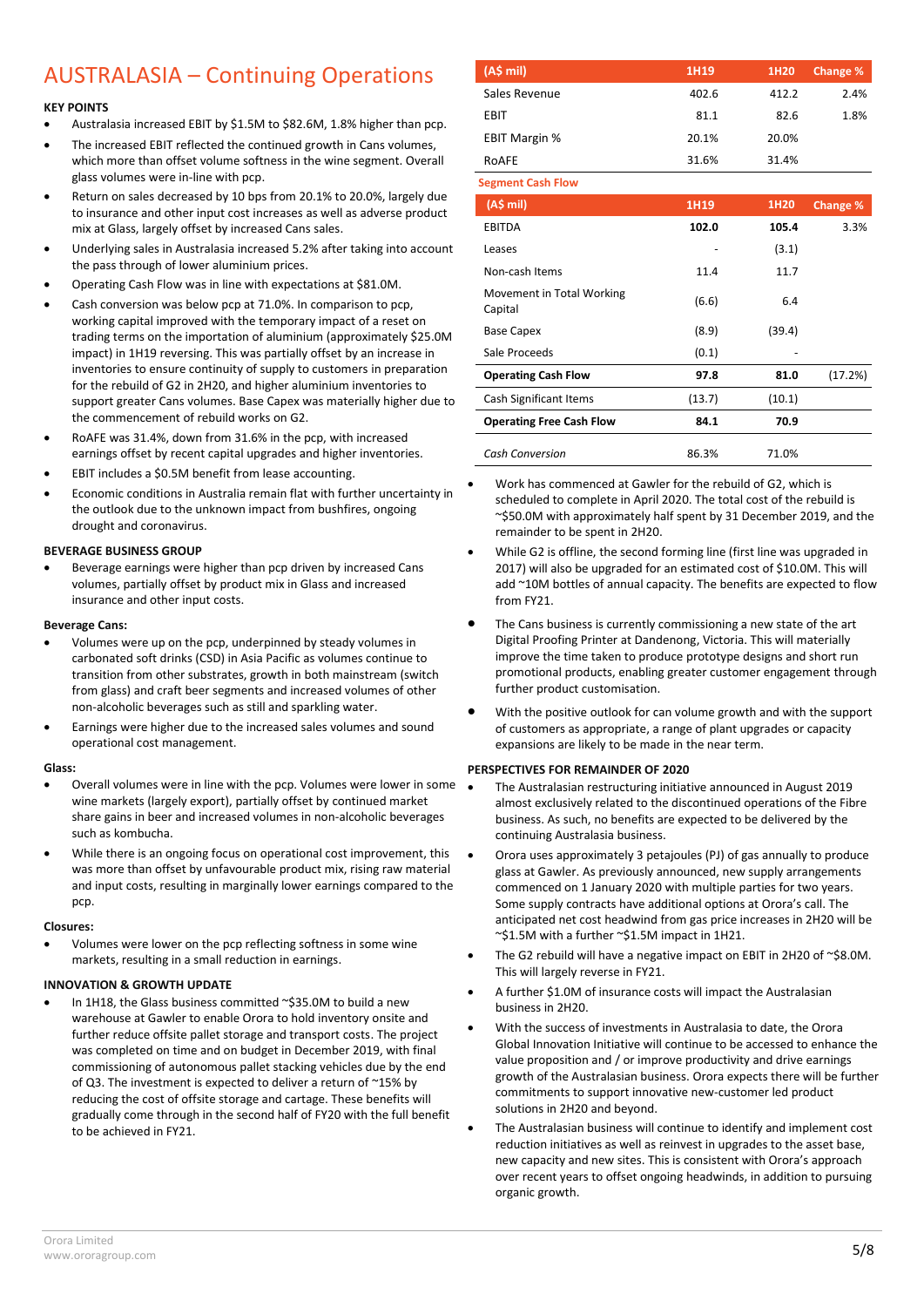# AUSTRALASIA – Continuing Operations

**KEY POINTS**

- Australasia increased EBIT by $1.5M to $82.6M, 1.8% higher than pcp.
- The increased EBIT reflected the continued growth in Cans volumes, which more than offset volume softness in the wine segment. Overall glass volumes were in-line with pcp.
- Return on sales decreased by 10 bps from 20.1% to 20.0%, largely due to insurance and other input cost increases as well as adverse product mix at Glass, largely offset by increased Cans sales.
- Underlying sales in Australasia increased 5.2% after taking into account the pass through of lower aluminium prices.
- Operating Cash Flow was in line with expectations at $81.0M.
- Cash conversion was below pcp at 71.0%. In comparison to pcp, working capital improved with the temporary impact of a reset on trading terms on the importation of aluminium (approximately $25.0M impact) in 1H19 reversing. This was partially offset by an increase in inventories to ensure continuity of supply to customers in preparation for the rebuild of G2 in 2H20, and higher aluminium inventories to support greater Cans volumes. Base Capex was materially higher due to the commencement of rebuild works on G2.
- RoAFE was 31.4%, down from 31.6% in the pcp, with increased earnings offset by recent capital upgrades and higher inventories.
- EBIT includes a $0.5M benefit from lease accounting.
- Economic conditions in Australia remain flat with further uncertainty in the outlook due to the unknown impact from bushfires, ongoing drought and coronavirus.

**BEVERAGE BUSINESS GROUP**

- Beverage earnings were higher than pcp driven by increased Cans volumes, partially offset by product mix in Glass and increased insurance and other input costs.

**Beverage Cans:**

- Volumes were up on the pcp, underpinned by steady volumes in carbonated soft drinks (CSD) in Asia Pacific as volumes continue to transition from other substrates, growth in both mainstream (switch from glass) and craft beer segments and increased volumes of other non-alcoholic beverages such as still and sparkling water.
- Earnings were higher due to the increased sales volumes and sound operational cost management.

**Glass:**

- Overall volumes were in line with the pcp. Volumes were lower in some wine markets (largely export), partially offset by continued market share gains in beer and increased volumes in non-alcoholic beverages such as kombucha.
- While there is an ongoing focus on operational cost improvement, this was more than offset by unfavourable product mix, rising raw material and input costs, resulting in marginally lower earnings compared to the pcp.

**Closures:**

- Volumes were lower on the pcp reflecting softness in some wine markets, resulting in a small reduction in earnings.

**INNOVATION & GROWTH UPDATE**

- In 1H18, the Glass business committed ~$35.0M to build a new warehouse at Gawler to enable Orora to hold inventory onsite and further reduce offsite pallet storage and transport costs. The project was completed on time and on budget in December 2019, with final commissioning of autonomous pallet stacking vehicles due by the end of Q3. The investment is expected to deliver a return of ~15% by reducing the cost of offsite storage and cartage. These benefits will gradually come through in the second half of FY20 with the full benefit to be achieved in FY21.

| (A$ mil) | 1H19 | 1H20 | Change % |
|---|---|---|---|
| Sales Revenue | 402.6 | 412.2 | 2.4% |
| EBIT | 81.1 | 82.6 | 1.8% |
| EBIT Margin % | 20.1% | 20.0% | |
| RoAFE | 31.6% | 31.4% | |

**Segment Cash Flow**

| (A$ mil) | 1H19 | 1H20 | Change % |
|---|---|---|---|
| EBITDA | **102.0** | **105.4** | 3.3% |
| Leases | - | (3.1) | |
| Non-cash Items | 11.4 | 11.7 | |
| Movement in Total Working Capital | (6.6) | 6.4 | |
| Base Capex | (8.9) | (39.4) | |
| Sale Proceeds | (0.1) | - | |
| **Operating Cash Flow** | **97.8** | **81.0** | (17.2%) |
| Cash Significant Items | (13.7) | (10.1) | |
| **Operating Free Cash Flow** | **84.1** | **70.9** | |
| *Cash Conversion* | 86.3% | 71.0% | |

- Work has commenced at Gawler for the rebuild of G2, which is scheduled to complete in April 2020. The total cost of the rebuild is ~$50.0M with approximately half spent by 31 December 2019, and the remainder to be spent in 2H20.
- While G2 is offline, the second forming line (first line was upgraded in 2017) will also be upgraded for an estimated cost of $10.0M. This will add ~10M bottles of annual capacity. The benefits are expected to flow from FY21.
- The Cans business is currently commissioning a new state of the art Digital Proofing Printer at Dandenong, Victoria. This will materially improve the time taken to produce prototype designs and short run promotional products, enabling greater customer engagement through further product customisation.
- With the positive outlook for can volume growth and with the support of customers as appropriate, a range of plant upgrades or capacity expansions are likely to be made in the near term.

**PERSPECTIVES FOR REMAINDER OF 2020**

- The Australasian restructuring initiative announced in August 2019 almost exclusively related to the discontinued operations of the Fibre business. As such, no benefits are expected to be delivered by the continuing Australasia business.
- Orora uses approximately 3 petajoules (PJ) of gas annually to produce glass at Gawler. As previously announced, new supply arrangements commenced on 1 January 2020 with multiple parties for two years. Some supply contracts have additional options at Orora's call. The anticipated net cost headwind from gas price increases in 2H20 will be ~$1.5M with a further ~$1.5M impact in 1H21.
- The G2 rebuild will have a negative impact on EBIT in 2H20 of ~$8.0M. This will largely reverse in FY21.
- A further $1.0M of insurance costs will impact the Australasian business in 2H20.
- With the success of investments in Australasia to date, the Orora Global Innovation Initiative will continue to be accessed to enhance the value proposition and / or improve productivity and drive earnings growth of the Australasian business. Orora expects there will be further commitments to support innovative new-customer led product solutions in 2H20 and beyond.
- The Australasian business will continue to identify and implement cost reduction initiatives as well as reinvest in upgrades to the asset base, new capacity and new sites. This is consistent with Orora's approach over recent years to offset ongoing headwinds, in addition to pursuing organic growth.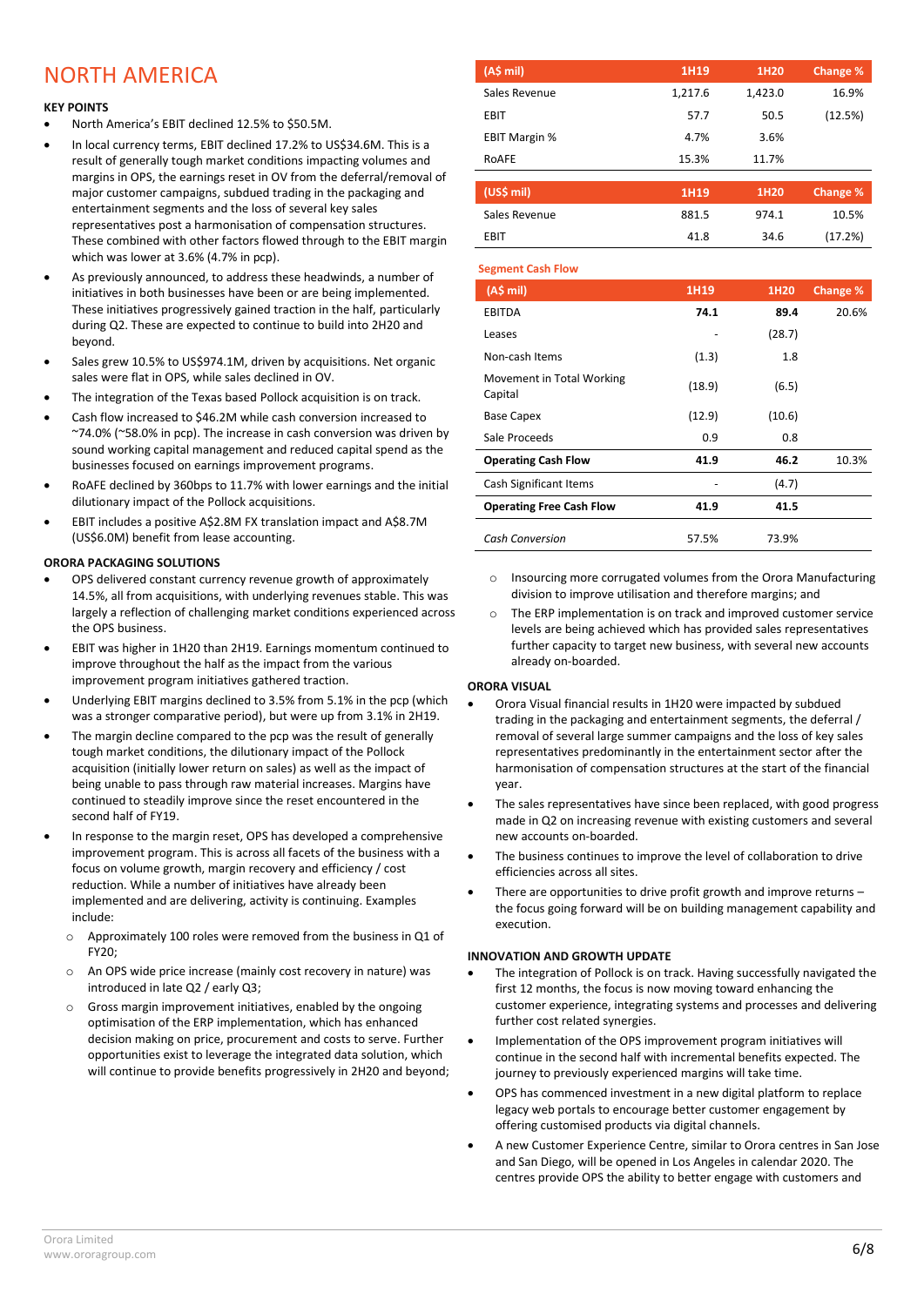# NORTH AMERICA

**KEY POINTS**

- North America's EBIT declined 12.5% to $50.5M.
- In local currency terms, EBIT declined 17.2% to US$34.6M. This is a result of generally tough market conditions impacting volumes and margins in OPS, the earnings reset in OV from the deferral/removal of major customer campaigns, subdued trading in the packaging and entertainment segments and the loss of several key sales representatives post a harmonisation of compensation structures. These combined with other factors flowed through to the EBIT margin which was lower at 3.6% (4.7% in pcp).
- As previously announced, to address these headwinds, a number of initiatives in both businesses have been or are being implemented. These initiatives progressively gained traction in the half, particularly during Q2. These are expected to continue to build into 2H20 and beyond.
- Sales grew 10.5% to US$974.1M, driven by acquisitions. Net organic sales were flat in OPS, while sales declined in OV.
- The integration of the Texas based Pollock acquisition is on track.
- Cash flow increased to $46.2M while cash conversion increased to ~74.0% (~58.0% in pcp). The increase in cash conversion was driven by sound working capital management and reduced capital spend as the businesses focused on earnings improvement programs.
- RoAFE declined by 360bps to 11.7% with lower earnings and the initial dilutionary impact of the Pollock acquisitions.
- EBIT includes a positive A$2.8M FX translation impact and A$8.7M (US$6.0M) benefit from lease accounting.

| (A$ mil) | 1H19 | 1H20 | Change % |
|---|---|---|---|
| Sales Revenue | 1,217.6 | 1,423.0 | 16.9% |
| EBIT | 57.7 | 50.5 | (12.5%) |
| EBIT Margin % | 4.7% | 3.6% | |
| RoAFE | 15.3% | 11.7% | |

| (US$ mil) | 1H19 | 1H20 | Change % |
|---|---|---|---|
| Sales Revenue | 881.5 | 974.1 | 10.5% |
| EBIT | 41.8 | 34.6 | (17.2%) |

**Segment Cash Flow**

| (A$ mil) | 1H19 | 1H20 | Change % |
|---|---|---|---|
| EBITDA | **74.1** | **89.4** | 20.6% |
| Leases | - | (28.7) | |
| Non-cash Items | (1.3) | 1.8 | |
| Movement in Total Working Capital | (18.9) | (6.5) | |
| Base Capex | (12.9) | (10.6) | |
| Sale Proceeds | 0.9 | 0.8 | |
| **Operating Cash Flow** | **41.9** | **46.2** | 10.3% |
| Cash Significant Items | - | (4.7) | |
| **Operating Free Cash Flow** | **41.9** | **41.5** | |
| *Cash Conversion* | 57.5% | 73.9% | |

**ORORA PACKAGING SOLUTIONS**

- OPS delivered constant currency revenue growth of approximately 14.5%, all from acquisitions, with underlying revenues stable. This was largely a reflection of challenging market conditions experienced across the OPS business.
- EBIT was higher in 1H20 than 2H19. Earnings momentum continued to improve throughout the half as the impact from the various improvement program initiatives gathered traction.
- Underlying EBIT margins declined to 3.5% from 5.1% in the pcp (which was a stronger comparative period), but were up from 3.1% in 2H19.
- The margin decline compared to the pcp was the result of generally tough market conditions, the dilutionary impact of the Pollock acquisition (initially lower return on sales) as well as the impact of being unable to pass through raw material increases. Margins have continued to steadily improve since the reset encountered in the second half of FY19.
- In response to the margin reset, OPS has developed a comprehensive improvement program. This is across all facets of the business with a focus on volume growth, margin recovery and efficiency / cost reduction. While a number of initiatives have already been implemented and are delivering, activity is continuing. Examples include:
  - Approximately 100 roles were removed from the business in Q1 of FY20;
  - An OPS wide price increase (mainly cost recovery in nature) was introduced in late Q2 / early Q3;
  - Gross margin improvement initiatives, enabled by the ongoing optimisation of the ERP implementation, which has enhanced decision making on price, procurement and costs to serve. Further opportunities exist to leverage the integrated data solution, which will continue to provide benefits progressively in 2H20 and beyond;
  - Insourcing more corrugated volumes from the Orora Manufacturing division to improve utilisation and therefore margins; and
  - The ERP implementation is on track and improved customer service levels are being achieved which has provided sales representatives further capacity to target new business, with several new accounts already on-boarded.

**ORORA VISUAL**

- Orora Visual financial results in 1H20 were impacted by subdued trading in the packaging and entertainment segments, the deferral / removal of several large summer campaigns and the loss of key sales representatives predominantly in the entertainment sector after the harmonisation of compensation structures at the start of the financial year.
- The sales representatives have since been replaced, with good progress made in Q2 on increasing revenue with existing customers and several new accounts on-boarded.
- The business continues to improve the level of collaboration to drive efficiencies across all sites.
- There are opportunities to drive profit growth and improve returns – the focus going forward will be on building management capability and execution.

**INNOVATION AND GROWTH UPDATE**

- The integration of Pollock is on track. Having successfully navigated the first 12 months, the focus is now moving toward enhancing the customer experience, integrating systems and processes and delivering further cost related synergies.
- Implementation of the OPS improvement program initiatives will continue in the second half with incremental benefits expected. The journey to previously experienced margins will take time.
- OPS has commenced investment in a new digital platform to replace legacy web portals to encourage better customer engagement by offering customised products via digital channels.
- A new Customer Experience Centre, similar to Orora centres in San Jose and San Diego, will be opened in Los Angeles in calendar 2020. The centres provide OPS the ability to better engage with customers and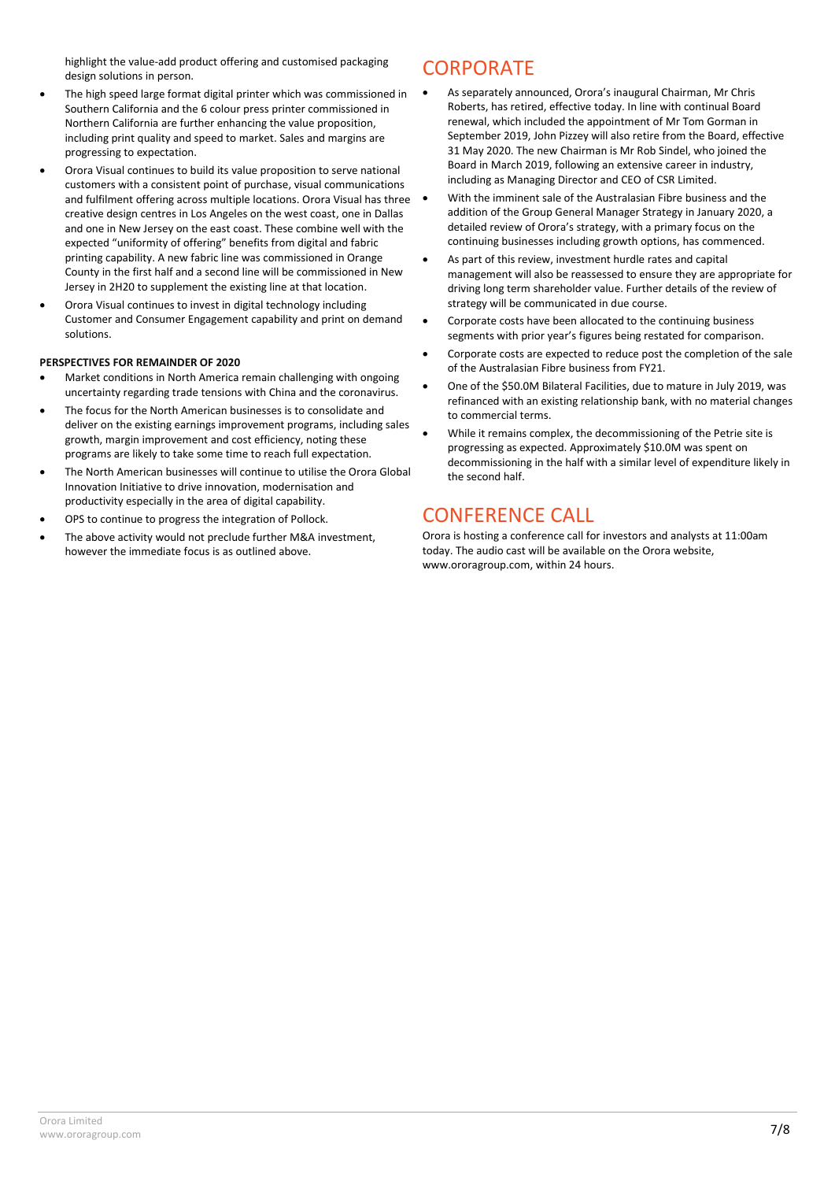highlight the value-add product offering and customised packaging design solutions in person.

- The high speed large format digital printer which was commissioned in Southern California and the 6 colour press printer commissioned in Northern California are further enhancing the value proposition, including print quality and speed to market. Sales and margins are progressing to expectation.
- Orora Visual continues to build its value proposition to serve national customers with a consistent point of purchase, visual communications and fulfilment offering across multiple locations. Orora Visual has three creative design centres in Los Angeles on the west coast, one in Dallas and one in New Jersey on the east coast. These combine well with the expected "uniformity of offering" benefits from digital and fabric printing capability. A new fabric line was commissioned in Orange County in the first half and a second line will be commissioned in New Jersey in 2H20 to supplement the existing line at that location.
- Orora Visual continues to invest in digital technology including Customer and Consumer Engagement capability and print on demand solutions.

**PERSPECTIVES FOR REMAINDER OF 2020**

- Market conditions in North America remain challenging with ongoing uncertainty regarding trade tensions with China and the coronavirus.
- The focus for the North American businesses is to consolidate and deliver on the existing earnings improvement programs, including sales growth, margin improvement and cost efficiency, noting these programs are likely to take some time to reach full expectation.
- The North American businesses will continue to utilise the Orora Global Innovation Initiative to drive innovation, modernisation and productivity especially in the area of digital capability.
- OPS to continue to progress the integration of Pollock.
- The above activity would not preclude further M&A investment, however the immediate focus is as outlined above.

# CORPORATE

- As separately announced, Orora's inaugural Chairman, Mr Chris Roberts, has retired, effective today. In line with continual Board renewal, which included the appointment of Mr Tom Gorman in September 2019, John Pizzey will also retire from the Board, effective 31 May 2020. The new Chairman is Mr Rob Sindel, who joined the Board in March 2019, following an extensive career in industry, including as Managing Director and CEO of CSR Limited.
- With the imminent sale of the Australasian Fibre business and the addition of the Group General Manager Strategy in January 2020, a detailed review of Orora's strategy, with a primary focus on the continuing businesses including growth options, has commenced.
- As part of this review, investment hurdle rates and capital management will also be reassessed to ensure they are appropriate for driving long term shareholder value. Further details of the review of strategy will be communicated in due course.
- Corporate costs have been allocated to the continuing business segments with prior year's figures being restated for comparison.
- Corporate costs are expected to reduce post the completion of the sale of the Australasian Fibre business from FY21.
- One of the $50.0M Bilateral Facilities, due to mature in July 2019, was refinanced with an existing relationship bank, with no material changes to commercial terms.
- While it remains complex, the decommissioning of the Petrie site is progressing as expected. Approximately $10.0M was spent on decommissioning in the half with a similar level of expenditure likely in the second half.

# CONFERENCE CALL

Orora is hosting a conference call for investors and analysts at 11:00am today. The audio cast will be available on the Orora website, www.ororagroup.com, within 24 hours.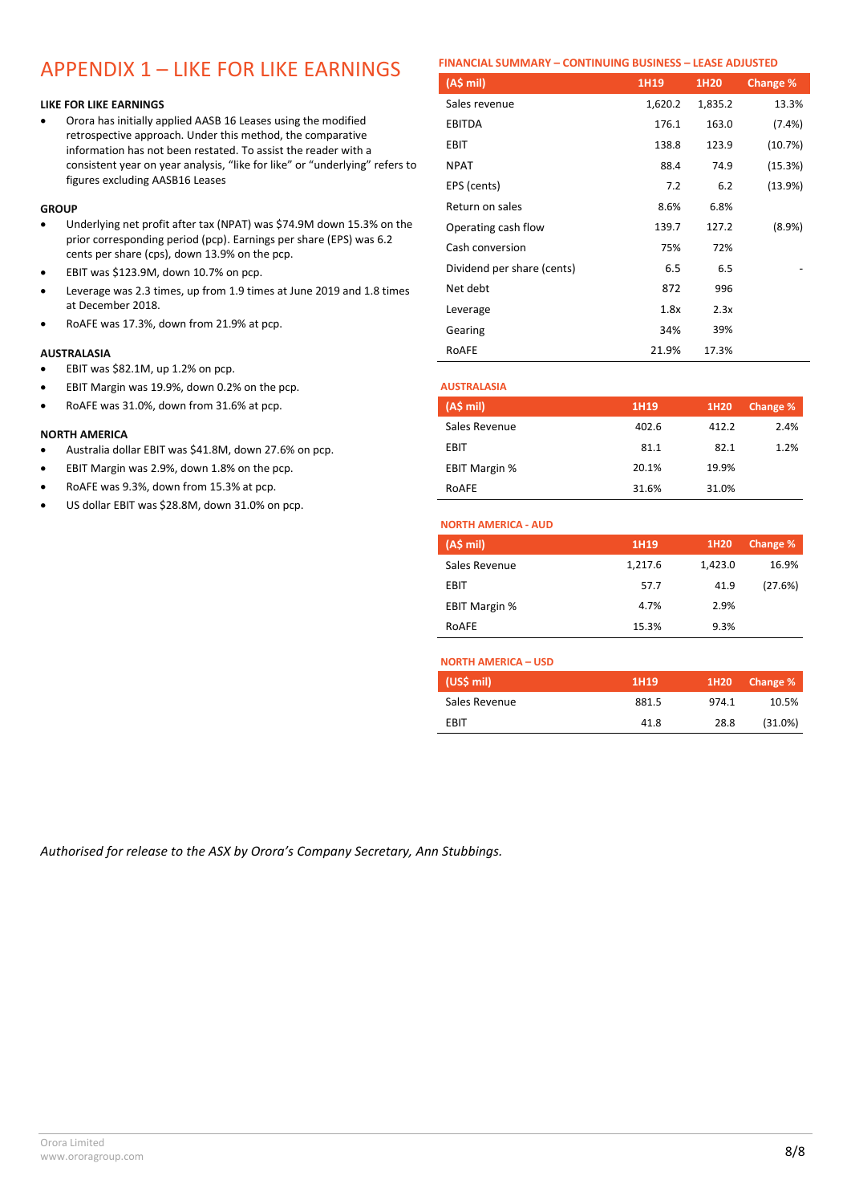# APPENDIX 1 – LIKE FOR LIKE EARNINGS

**LIKE FOR LIKE EARNINGS**

- Orora has initially applied AASB 16 Leases using the modified retrospective approach. Under this method, the comparative information has not been restated. To assist the reader with a consistent year on year analysis, "like for like" or "underlying" refers to figures excluding AASB16 Leases

**GROUP**

- Underlying net profit after tax (NPAT) was $74.9M down 15.3% on the prior corresponding period (pcp). Earnings per share (EPS) was 6.2 cents per share (cps), down 13.9% on the pcp.
- EBIT was $123.9M, down 10.7% on pcp.
- Leverage was 2.3 times, up from 1.9 times at June 2019 and 1.8 times at December 2018.
- RoAFE was 17.3%, down from 21.9% at pcp.

**AUSTRALASIA**

- EBIT was $82.1M, up 1.2% on pcp.
- EBIT Margin was 19.9%, down 0.2% on the pcp.
- RoAFE was 31.0%, down from 31.6% at pcp.

**NORTH AMERICA**

- Australia dollar EBIT was $41.8M, down 27.6% on pcp.
- EBIT Margin was 2.9%, down 1.8% on the pcp.
- RoAFE was 9.3%, down from 15.3% at pcp.
- US dollar EBIT was $28.8M, down 31.0% on pcp.

**FINANCIAL SUMMARY – CONTINUING BUSINESS – LEASE ADJUSTED**

| (A$ mil) | 1H19 | 1H20 | Change % |
|---|---|---|---|
| Sales revenue | 1,620.2 | 1,835.2 | 13.3% |
| EBITDA | 176.1 | 163.0 | (7.4%) |
| EBIT | 138.8 | 123.9 | (10.7%) |
| NPAT | 88.4 | 74.9 | (15.3%) |
| EPS (cents) | 7.2 | 6.2 | (13.9%) |
| Return on sales | 8.6% | 6.8% | |
| Operating cash flow | 139.7 | 127.2 | (8.9%) |
| Cash conversion | 75% | 72% | |
| Dividend per share (cents) | 6.5 | 6.5 | - |
| Net debt | 872 | 996 | |
| Leverage | 1.8x | 2.3x | |
| Gearing | 34% | 39% | |
| RoAFE | 21.9% | 17.3% | |

**AUSTRALASIA**

| (A$ mil) | 1H19 | 1H20 | Change % |
|---|---|---|---|
| Sales Revenue | 402.6 | 412.2 | 2.4% |
| EBIT | 81.1 | 82.1 | 1.2% |
| EBIT Margin % | 20.1% | 19.9% | |
| RoAFE | 31.6% | 31.0% | |

**NORTH AMERICA - AUD**

| (A$ mil) | 1H19 | 1H20 | Change % |
|---|---|---|---|
| Sales Revenue | 1,217.6 | 1,423.0 | 16.9% |
| EBIT | 57.7 | 41.9 | (27.6%) |
| EBIT Margin % | 4.7% | 2.9% | |
| RoAFE | 15.3% | 9.3% | |

**NORTH AMERICA – USD**

| (US$ mil) | 1H19 | 1H20 | Change % |
|---|---|---|---|
| Sales Revenue | 881.5 | 974.1 | 10.5% |
| EBIT | 41.8 | 28.8 | (31.0%) |

*Authorised for release to the ASX by Orora's Company Secretary, Ann Stubbings.*